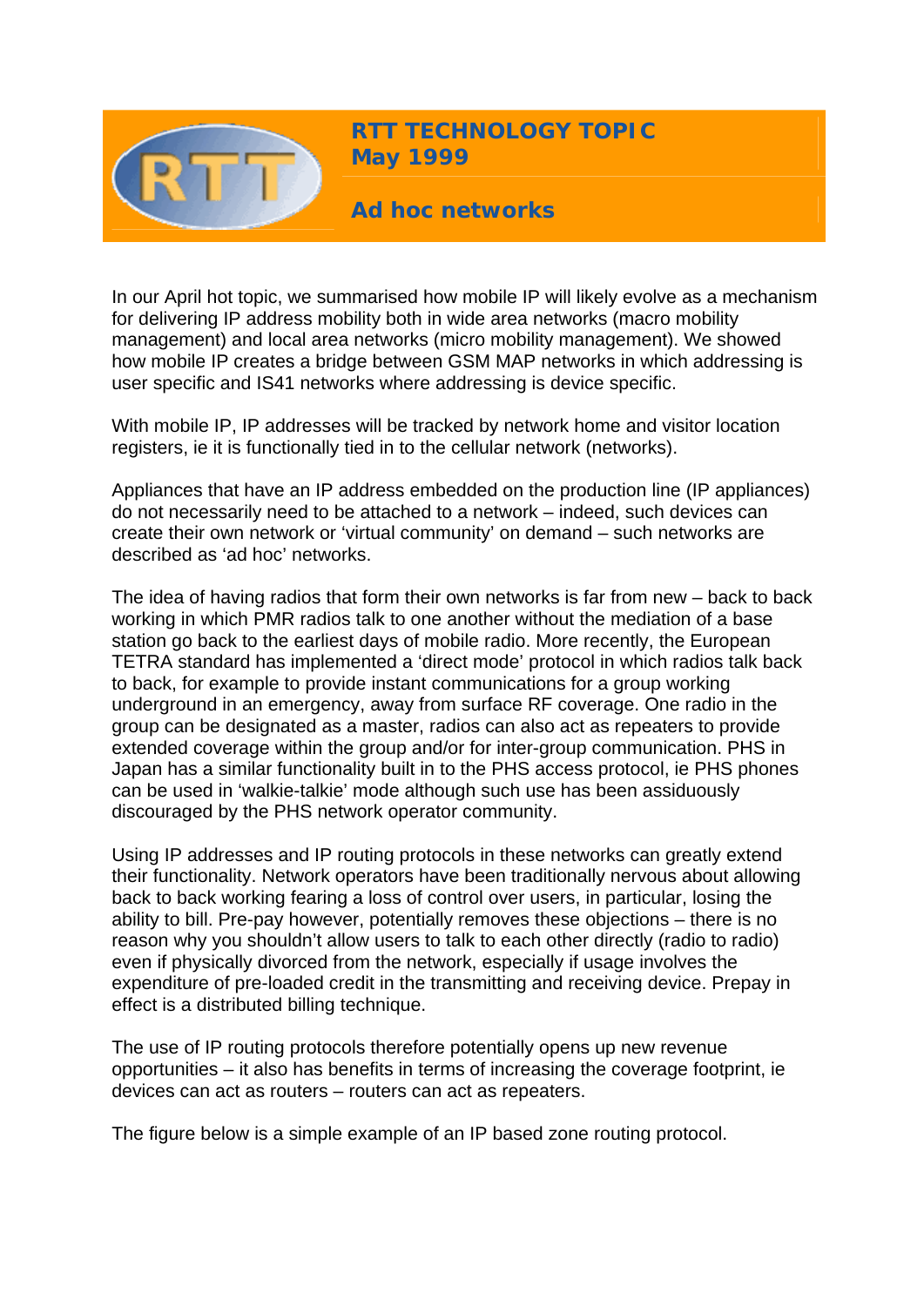# RTT TECHNOLOGY TOPIC
## May 1999

## Ad hoc networks

In our April hot topic, we summarised how mobile IP will likely evolve as a mechanism for delivering IP address mobility both in wide area networks (macro mobility management) and local area networks (micro mobility management). We showed how mobile IP creates a bridge between GSM MAP networks in which addressing is user specific and IS41 networks where addressing is device specific.

With mobile IP, IP addresses will be tracked by network home and visitor location registers, ie it is functionally tied in to the cellular network (networks).

Appliances that have an IP address embedded on the production line (IP appliances) do not necessarily need to be attached to a network – indeed, such devices can create their own network or 'virtual community' on demand – such networks are described as 'ad hoc' networks.

The idea of having radios that form their own networks is far from new – back to back working in which PMR radios talk to one another without the mediation of a base station go back to the earliest days of mobile radio. More recently, the European TETRA standard has implemented a 'direct mode' protocol in which radios talk back to back, for example to provide instant communications for a group working underground in an emergency, away from surface RF coverage. One radio in the group can be designated as a master, radios can also act as repeaters to provide extended coverage within the group and/or for inter-group communication. PHS in Japan has a similar functionality built in to the PHS access protocol, ie PHS phones can be used in 'walkie-talkie' mode although such use has been assiduously discouraged by the PHS network operator community.

Using IP addresses and IP routing protocols in these networks can greatly extend their functionality. Network operators have been traditionally nervous about allowing back to back working fearing a loss of control over users, in particular, losing the ability to bill. Pre-pay however, potentially removes these objections – there is no reason why you shouldn't allow users to talk to each other directly (radio to radio) even if physically divorced from the network, especially if usage involves the expenditure of pre-loaded credit in the transmitting and receiving device. Prepay in effect is a distributed billing technique.

The use of IP routing protocols therefore potentially opens up new revenue opportunities – it also has benefits in terms of increasing the coverage footprint, ie devices can act as routers – routers can act as repeaters.

The figure below is a simple example of an IP based zone routing protocol.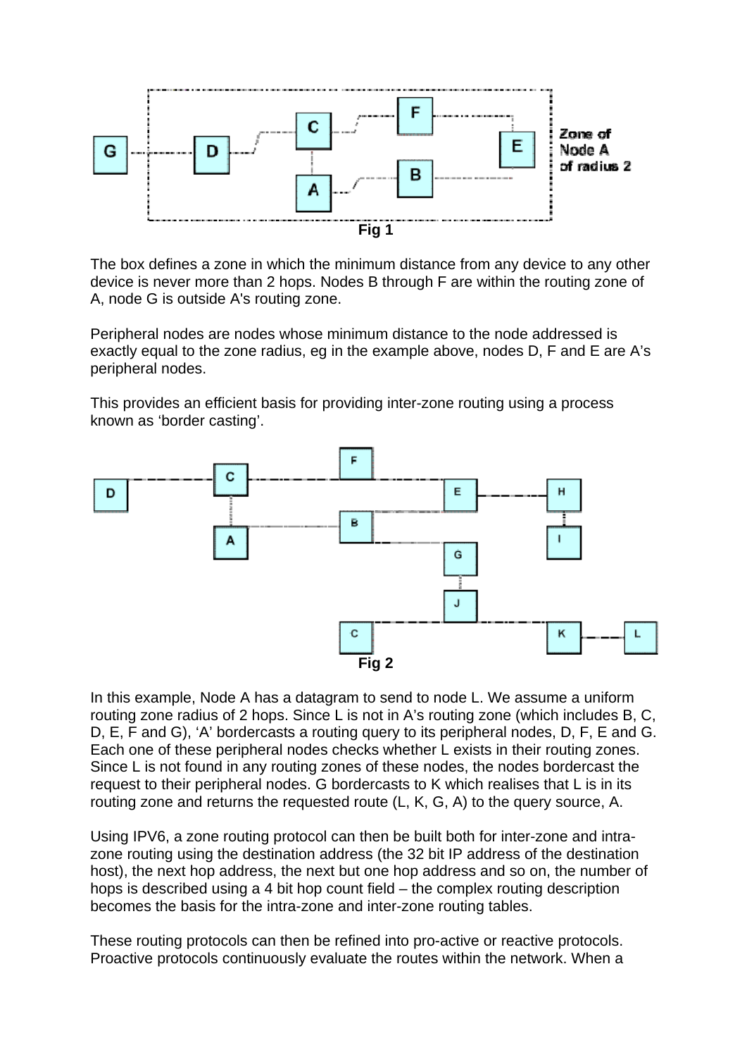Fig 1

The box defines a zone in which the minimum distance from any device to any other device is never more than 2 hops. Nodes B through F are within the routing zone of A, node G is outside A's routing zone.

Peripheral nodes are nodes whose minimum distance to the node addressed is exactly equal to the zone radius, eg in the example above, nodes D, F and E are A's peripheral nodes.

This provides an efficient basis for providing inter-zone routing using a process known as 'border casting'.

Fig 2

In this example, Node A has a datagram to send to node L. We assume a uniform routing zone radius of 2 hops. Since L is not in A's routing zone (which includes B, C, D, E, F and G), 'A' bordercasts a routing query to its peripheral nodes, D, F, E and G. Each one of these peripheral nodes checks whether L exists in their routing zones. Since L is not found in any routing zones of these nodes, the nodes bordercast the request to their peripheral nodes. G bordercasts to K which realises that L is in its routing zone and returns the requested route (L, K, G, A) to the query source, A.

Using IPV6, a zone routing protocol can then be built both for inter-zone and intra-zone routing using the destination address (the 32 bit IP address of the destination host), the next hop address, the next but one hop address and so on, the number of hops is described using a 4 bit hop count field – the complex routing description becomes the basis for the intra-zone and inter-zone routing tables.

These routing protocols can then be refined into pro-active or reactive protocols. Proactive protocols continuously evaluate the routes within the network. When a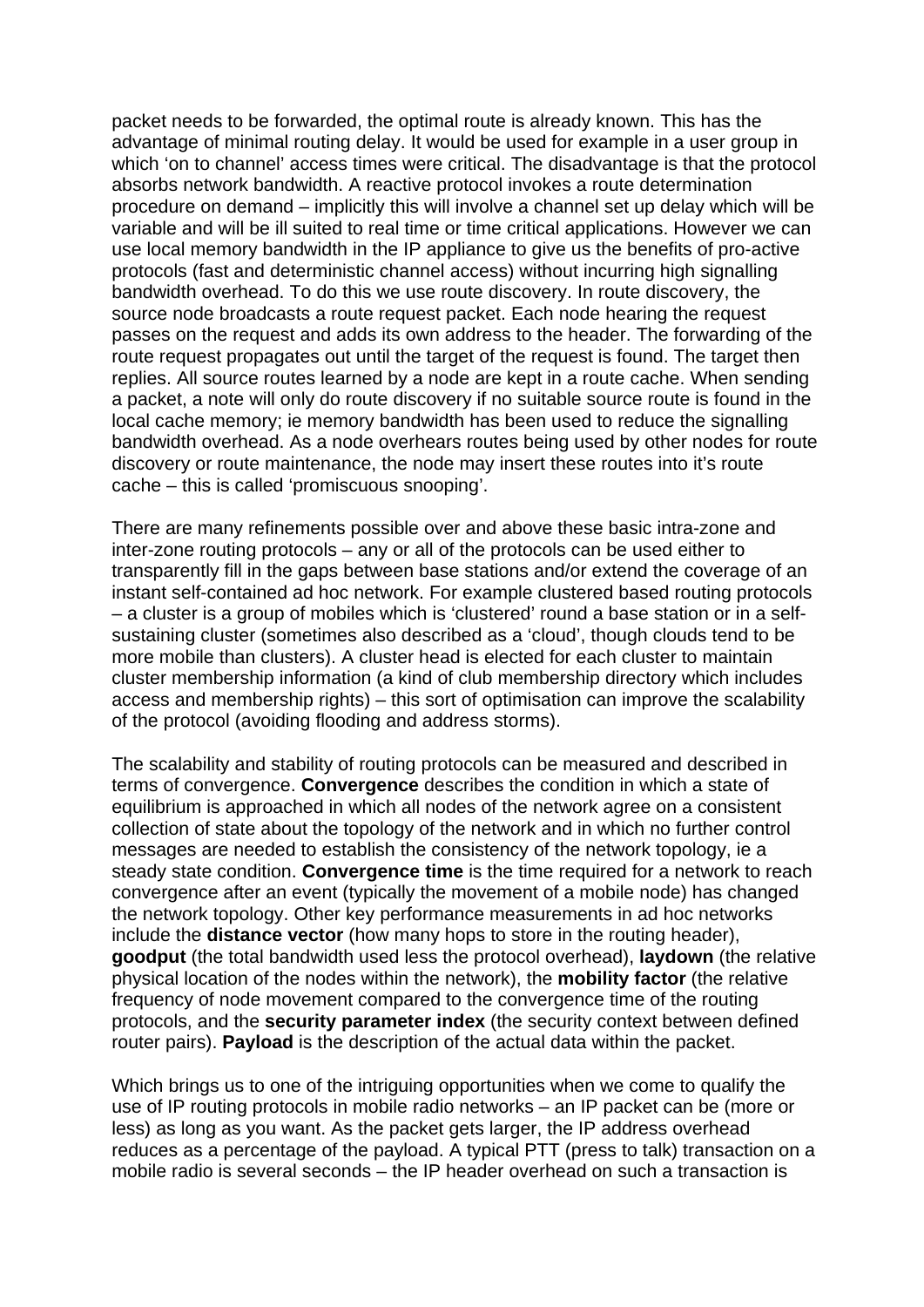packet needs to be forwarded, the optimal route is already known. This has the advantage of minimal routing delay. It would be used for example in a user group in which 'on to channel' access times were critical. The disadvantage is that the protocol absorbs network bandwidth. A reactive protocol invokes a route determination procedure on demand – implicitly this will involve a channel set up delay which will be variable and will be ill suited to real time or time critical applications. However we can use local memory bandwidth in the IP appliance to give us the benefits of pro-active protocols (fast and deterministic channel access) without incurring high signalling bandwidth overhead. To do this we use route discovery. In route discovery, the source node broadcasts a route request packet. Each node hearing the request passes on the request and adds its own address to the header. The forwarding of the route request propagates out until the target of the request is found. The target then replies. All source routes learned by a node are kept in a route cache. When sending a packet, a note will only do route discovery if no suitable source route is found in the local cache memory; ie memory bandwidth has been used to reduce the signalling bandwidth overhead. As a node overhears routes being used by other nodes for route discovery or route maintenance, the node may insert these routes into it's route cache – this is called 'promiscuous snooping'.

There are many refinements possible over and above these basic intra-zone and inter-zone routing protocols – any or all of the protocols can be used either to transparently fill in the gaps between base stations and/or extend the coverage of an instant self-contained ad hoc network. For example clustered based routing protocols – a cluster is a group of mobiles which is 'clustered' round a base station or in a self-sustaining cluster (sometimes also described as a 'cloud', though clouds tend to be more mobile than clusters). A cluster head is elected for each cluster to maintain cluster membership information (a kind of club membership directory which includes access and membership rights) – this sort of optimisation can improve the scalability of the protocol (avoiding flooding and address storms).

The scalability and stability of routing protocols can be measured and described in terms of convergence. **Convergence** describes the condition in which a state of equilibrium is approached in which all nodes of the network agree on a consistent collection of state about the topology of the network and in which no further control messages are needed to establish the consistency of the network topology, ie a steady state condition. **Convergence time** is the time required for a network to reach convergence after an event (typically the movement of a mobile node) has changed the network topology. Other key performance measurements in ad hoc networks include the **distance vector** (how many hops to store in the routing header), **goodput** (the total bandwidth used less the protocol overhead), **laydown** (the relative physical location of the nodes within the network), the **mobility factor** (the relative frequency of node movement compared to the convergence time of the routing protocols, and the **security parameter index** (the security context between defined router pairs). **Payload** is the description of the actual data within the packet.

Which brings us to one of the intriguing opportunities when we come to qualify the use of IP routing protocols in mobile radio networks – an IP packet can be (more or less) as long as you want. As the packet gets larger, the IP address overhead reduces as a percentage of the payload. A typical PTT (press to talk) transaction on a mobile radio is several seconds – the IP header overhead on such a transaction is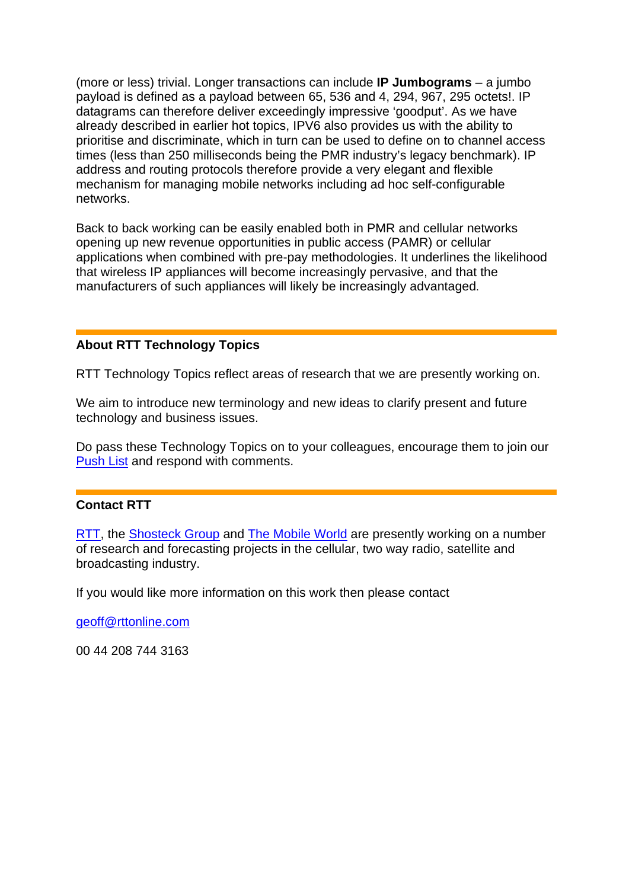(more or less) trivial. Longer transactions can include **IP Jumbograms** – a jumbo payload is defined as a payload between 65, 536 and 4, 294, 967, 295 octets!. IP datagrams can therefore deliver exceedingly impressive 'goodput'. As we have already described in earlier hot topics, IPV6 also provides us with the ability to prioritise and discriminate, which in turn can be used to define on to channel access times (less than 250 milliseconds being the PMR industry's legacy benchmark). IP address and routing protocols therefore provide a very elegant and flexible mechanism for managing mobile networks including ad hoc self-configurable networks.

Back to back working can be easily enabled both in PMR and cellular networks opening up new revenue opportunities in public access (PAMR) or cellular applications when combined with pre-pay methodologies. It underlines the likelihood that wireless IP appliances will become increasingly pervasive, and that the manufacturers of such appliances will likely be increasingly advantaged.

---

## About RTT Technology Topics

RTT Technology Topics reflect areas of research that we are presently working on.

We aim to introduce new terminology and new ideas to clarify present and future technology and business issues.

Do pass these Technology Topics on to your colleagues, encourage them to join our Push List and respond with comments.

---

## Contact RTT

RTT, the Shosteck Group and The Mobile World are presently working on a number of research and forecasting projects in the cellular, two way radio, satellite and broadcasting industry.

If you would like more information on this work then please contact

geoff@rttonline.com

00 44 208 744 3163